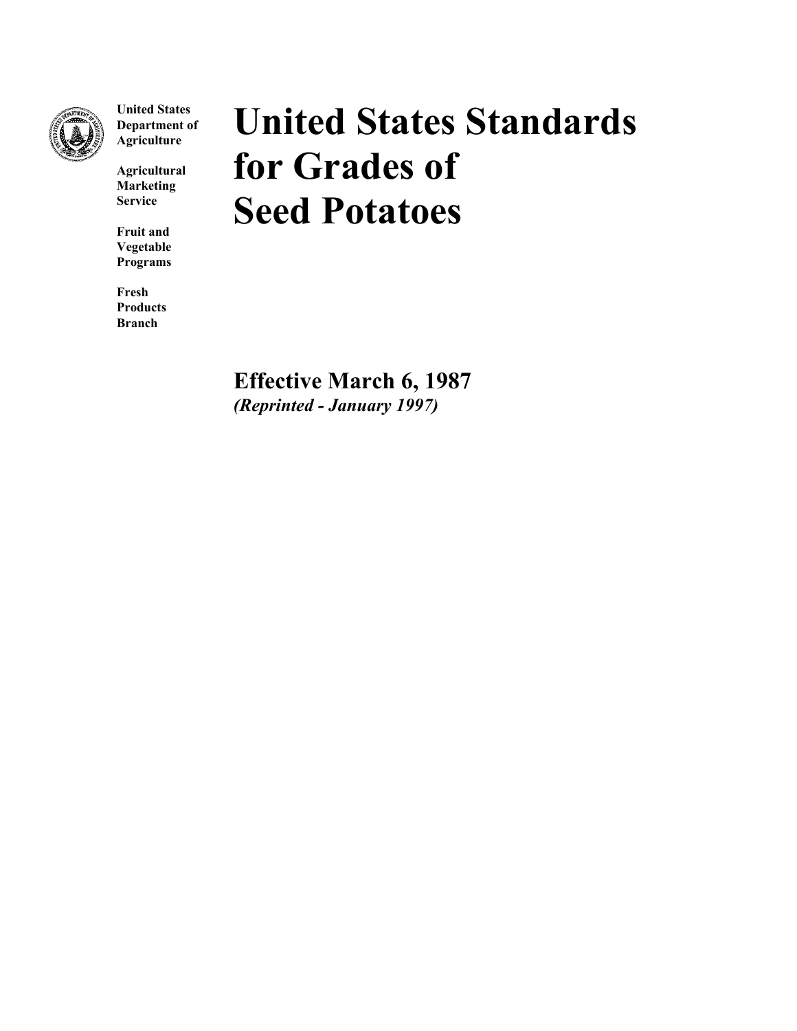**United States Department of Agriculture**

**Agricultural Marketing Service**

**Fruit and Vegetable Programs**

**Fresh Products Branch**

# United States Standards for Grades of Seed Potatoes

**Effective March 6, 1987**
***(Reprinted - January 1997)***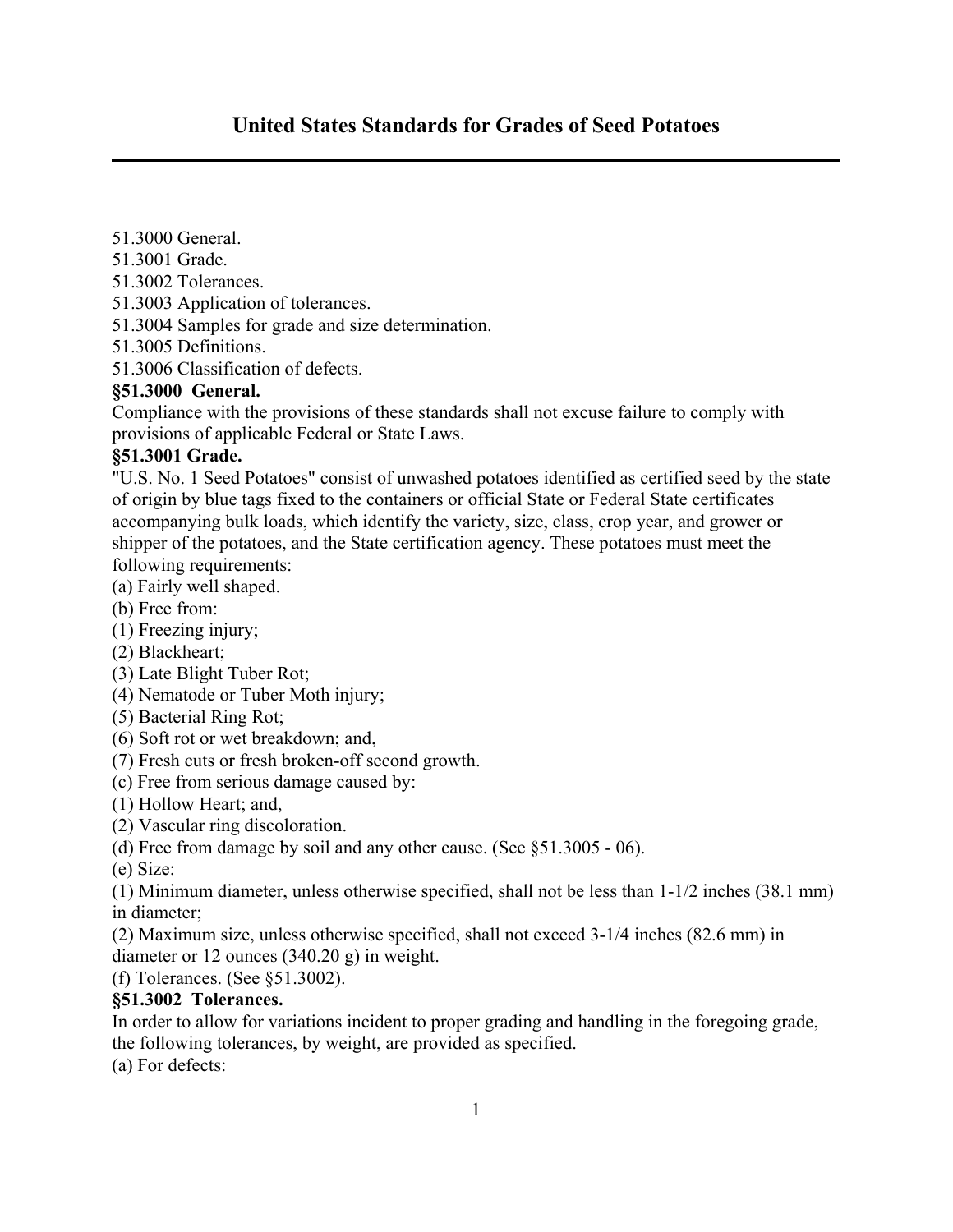# United States Standards for Grades of Seed Potatoes

51.3000 General.
51.3001 Grade.
51.3002 Tolerances.
51.3003 Application of tolerances.
51.3004 Samples for grade and size determination.
51.3005 Definitions.
51.3006 Classification of defects.

**§51.3000 General.**

Compliance with the provisions of these standards shall not excuse failure to comply with provisions of applicable Federal or State Laws.

**§51.3001 Grade.**

"U.S. No. 1 Seed Potatoes" consist of unwashed potatoes identified as certified seed by the state of origin by blue tags fixed to the containers or official State or Federal State certificates accompanying bulk loads, which identify the variety, size, class, crop year, and grower or shipper of the potatoes, and the State certification agency. These potatoes must meet the following requirements:

(a) Fairly well shaped.
(b) Free from:
(1) Freezing injury;
(2) Blackheart;
(3) Late Blight Tuber Rot;
(4) Nematode or Tuber Moth injury;
(5) Bacterial Ring Rot;
(6) Soft rot or wet breakdown; and,
(7) Fresh cuts or fresh broken-off second growth.
(c) Free from serious damage caused by:
(1) Hollow Heart; and,
(2) Vascular ring discoloration.
(d) Free from damage by soil and any other cause. (See §51.3005 - 06).
(e) Size:
(1) Minimum diameter, unless otherwise specified, shall not be less than 1-1/2 inches (38.1 mm) in diameter;
(2) Maximum size, unless otherwise specified, shall not exceed 3-1/4 inches (82.6 mm) in diameter or 12 ounces (340.20 g) in weight.
(f) Tolerances. (See §51.3002).

**§51.3002 Tolerances.**

In order to allow for variations incident to proper grading and handling in the foregoing grade, the following tolerances, by weight, are provided as specified.

(a) For defects: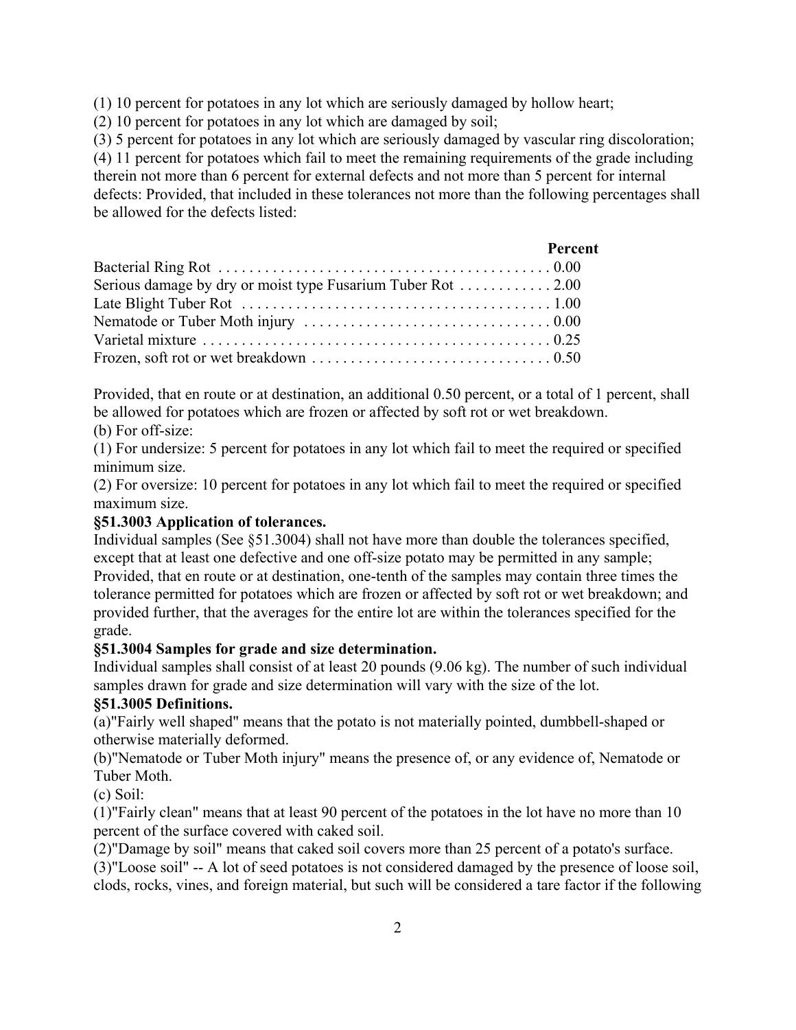(1) 10 percent for potatoes in any lot which are seriously damaged by hollow heart;
(2) 10 percent for potatoes in any lot which are damaged by soil;
(3) 5 percent for potatoes in any lot which are seriously damaged by vascular ring discoloration;
(4) 11 percent for potatoes which fail to meet the remaining requirements of the grade including therein not more than 6 percent for external defects and not more than 5 percent for internal defects: Provided, that included in these tolerances not more than the following percentages shall be allowed for the defects listed:

| | Percent |
|---|---|
| Bacterial Ring Rot | 0.00 |
| Serious damage by dry or moist type Fusarium Tuber Rot | 2.00 |
| Late Blight Tuber Rot | 1.00 |
| Nematode or Tuber Moth injury | 0.00 |
| Varietal mixture | 0.25 |
| Frozen, soft rot or wet breakdown | 0.50 |

Provided, that en route or at destination, an additional 0.50 percent, or a total of 1 percent, shall be allowed for potatoes which are frozen or affected by soft rot or wet breakdown.
(b) For off-size:
(1) For undersize: 5 percent for potatoes in any lot which fail to meet the required or specified minimum size.
(2) For oversize: 10 percent for potatoes in any lot which fail to meet the required or specified maximum size.

**§51.3003 Application of tolerances.**

Individual samples (See §51.3004) shall not have more than double the tolerances specified, except that at least one defective and one off-size potato may be permitted in any sample; Provided, that en route or at destination, one-tenth of the samples may contain three times the tolerance permitted for potatoes which are frozen or affected by soft rot or wet breakdown; and provided further, that the averages for the entire lot are within the tolerances specified for the grade.

**§51.3004 Samples for grade and size determination.**

Individual samples shall consist of at least 20 pounds (9.06 kg). The number of such individual samples drawn for grade and size determination will vary with the size of the lot.

**§51.3005 Definitions.**

(a)"Fairly well shaped" means that the potato is not materially pointed, dumbbell-shaped or otherwise materially deformed.
(b)"Nematode or Tuber Moth injury" means the presence of, or any evidence of, Nematode or Tuber Moth.
(c) Soil:
(1)"Fairly clean" means that at least 90 percent of the potatoes in the lot have no more than 10 percent of the surface covered with caked soil.
(2)"Damage by soil" means that caked soil covers more than 25 percent of a potato's surface.
(3)"Loose soil" -- A lot of seed potatoes is not considered damaged by the presence of loose soil, clods, rocks, vines, and foreign material, but such will be considered a tare factor if the following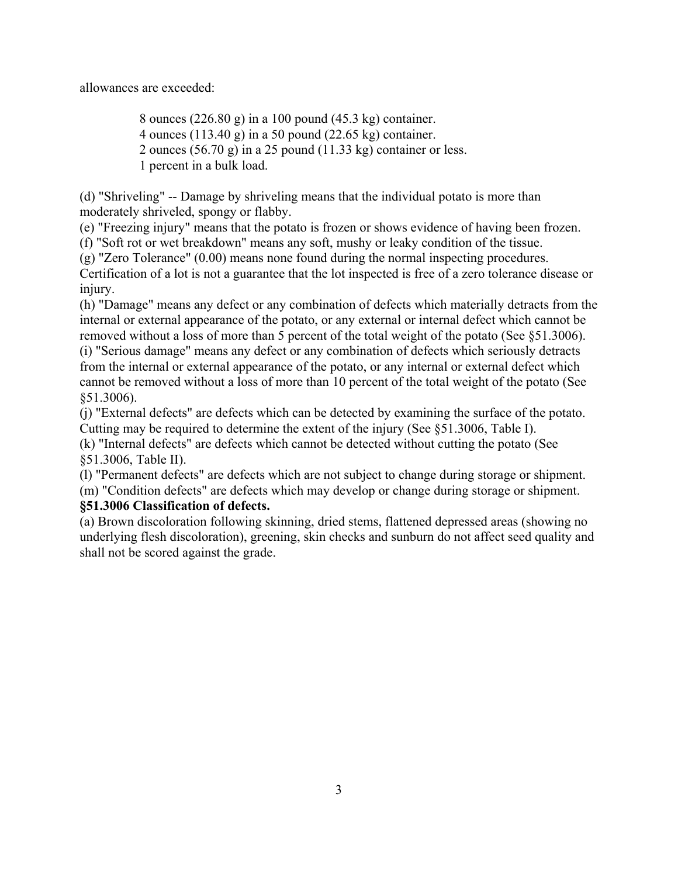allowances are exceeded:

8 ounces (226.80 g) in a 100 pound (45.3 kg) container.
4 ounces (113.40 g) in a 50 pound (22.65 kg) container.
2 ounces (56.70 g) in a 25 pound (11.33 kg) container or less.
1 percent in a bulk load.

(d) "Shriveling" -- Damage by shriveling means that the individual potato is more than moderately shriveled, spongy or flabby.
(e) "Freezing injury" means that the potato is frozen or shows evidence of having been frozen.
(f) "Soft rot or wet breakdown" means any soft, mushy or leaky condition of the tissue.
(g) "Zero Tolerance" (0.00) means none found during the normal inspecting procedures. Certification of a lot is not a guarantee that the lot inspected is free of a zero tolerance disease or injury.
(h) "Damage" means any defect or any combination of defects which materially detracts from the internal or external appearance of the potato, or any external or internal defect which cannot be removed without a loss of more than 5 percent of the total weight of the potato (See §51.3006).
(i) "Serious damage" means any defect or any combination of defects which seriously detracts from the internal or external appearance of the potato, or any internal or external defect which cannot be removed without a loss of more than 10 percent of the total weight of the potato (See §51.3006).
(j) "External defects" are defects which can be detected by examining the surface of the potato. Cutting may be required to determine the extent of the injury (See §51.3006, Table I).
(k) "Internal defects" are defects which cannot be detected without cutting the potato (See §51.3006, Table II).
(l) "Permanent defects" are defects which are not subject to change during storage or shipment.
(m) "Condition defects" are defects which may develop or change during storage or shipment.

**§51.3006 Classification of defects.**

(a) Brown discoloration following skinning, dried stems, flattened depressed areas (showing no underlying flesh discoloration), greening, skin checks and sunburn do not affect seed quality and shall not be scored against the grade.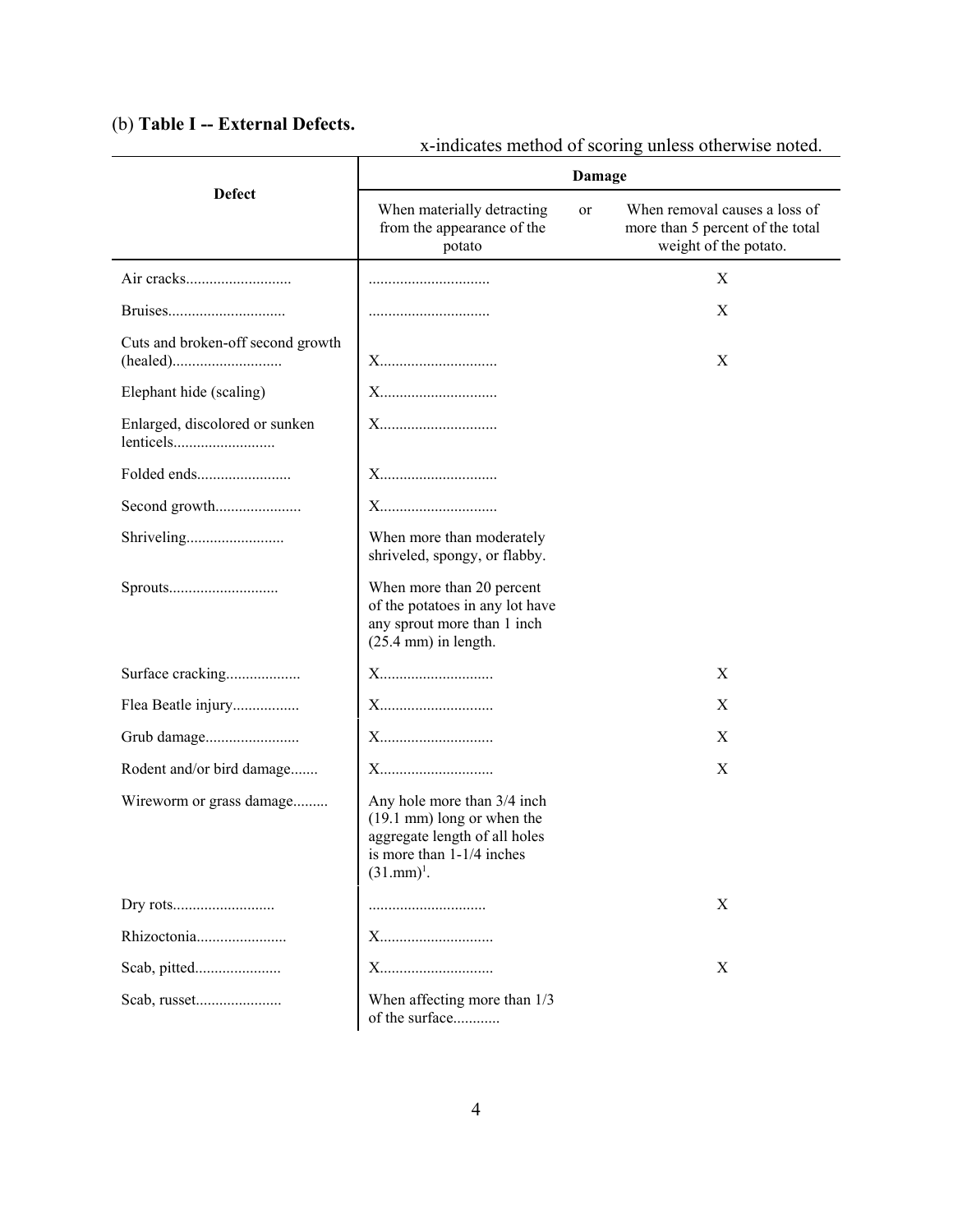(b) **Table I -- External Defects.**

x-indicates method of scoring unless otherwise noted.

| Defect | Damage | | |
|---|---|---|---|
| | When materially detracting from the appearance of the potato | or | When removal causes a loss of more than 5 percent of the total weight of the potato. |
| Air cracks........................... | .............................. | | X |
| Bruises............................. | .............................. | | X |
| Cuts and broken-off second growth (healed)............................ | X............................. | | X |
| Elephant hide (scaling) | X............................. | | |
| Enlarged, discolored or sunken lenticels.......................... | X............................. | | |
| Folded ends........................ | X............................. | | |
| Second growth...................... | X............................. | | |
| Shriveling......................... | When more than moderately shriveled, spongy, or flabby. | | |
| Sprouts............................ | When more than 20 percent of the potatoes in any lot have any sprout more than 1 inch (25.4 mm) in length. | | |
| Surface cracking................... | X............................ | | X |
| Flea Beatle injury................. | X............................ | | X |
| Grub damage........................ | X............................ | | X |
| Rodent and/or bird damage....... | X............................ | | X |
| Wireworm or grass damage......... | Any hole more than 3/4 inch (19.1 mm) long or when the aggregate length of all holes is more than 1-1/4 inches (31.mm)[1]. | | |
| Dry rots.......................... | ............................. | | X |
| Rhizoctonia....................... | X............................ | | |
| Scab, pitted...................... | X............................ | | X |
| Scab, russet...................... | When affecting more than 1/3 of the surface............ | | |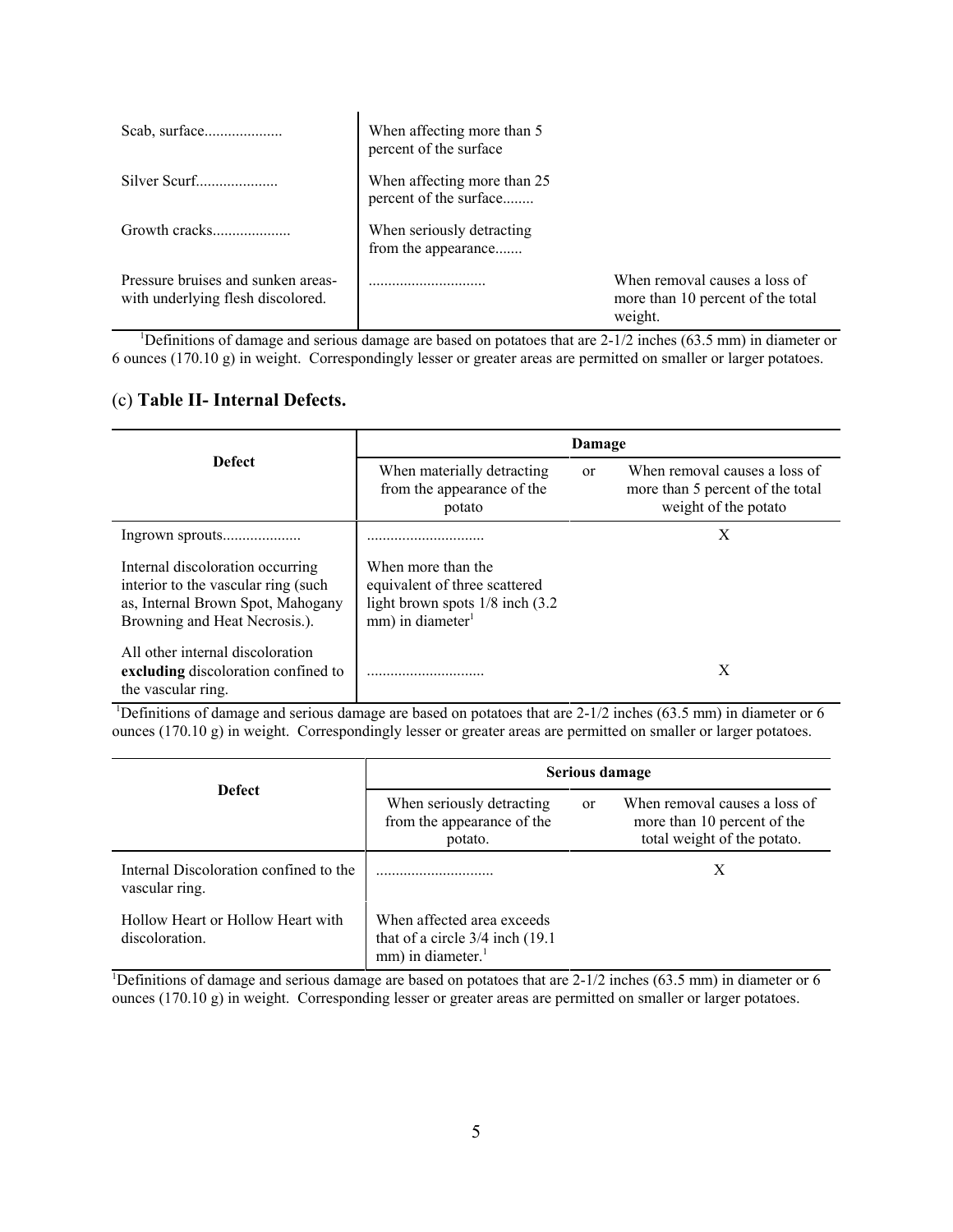| | | |
|---|---|---|
| Scab, surface.................... | When affecting more than 5 percent of the surface | |
| Silver Scurf..................... | When affecting more than 25 percent of the surface........ | |
| Growth cracks.................... | When seriously detracting from the appearance....... | |
| Pressure bruises and sunken areas- with underlying flesh discolored. | ............................. | When removal causes a loss of more than 10 percent of the total weight. |

[1]Definitions of damage and serious damage are based on potatoes that are 2-1/2 inches (63.5 mm) in diameter or 6 ounces (170.10 g) in weight. Correspondingly lesser or greater areas are permitted on smaller or larger potatoes.

## (c) **Table II- Internal Defects.**

| Defect | Damage | | |
|---|---|---|---|
| | When materially detracting from the appearance of the potato | or | When removal causes a loss of more than 5 percent of the total weight of the potato |
| Ingrown sprouts.................... | ............................. | | X |
| Internal discoloration occurring interior to the vascular ring (such as, Internal Brown Spot, Mahogany Browning and Heat Necrosis.). | When more than the equivalent of three scattered light brown spots 1/8 inch (3.2 mm) in diameter[1] | | |
| All other internal discoloration **excluding** discoloration confined to the vascular ring. | ............................. | | X |

[1]Definitions of damage and serious damage are based on potatoes that are 2-1/2 inches (63.5 mm) in diameter or 6 ounces (170.10 g) in weight. Correspondingly lesser or greater areas are permitted on smaller or larger potatoes.

| Defect | Serious damage | | |
|---|---|---|---|
| | When seriously detracting from the appearance of the potato. | or | When removal causes a loss of more than 10 percent of the total weight of the potato. |
| Internal Discoloration confined to the vascular ring. | ............................. | | X |
| Hollow Heart or Hollow Heart with discoloration. | When affected area exceeds that of a circle 3/4 inch (19.1 mm) in diameter.[1] | | |

[1]Definitions of damage and serious damage are based on potatoes that are 2-1/2 inches (63.5 mm) in diameter or 6 ounces (170.10 g) in weight. Corresponding lesser or greater areas are permitted on smaller or larger potatoes.